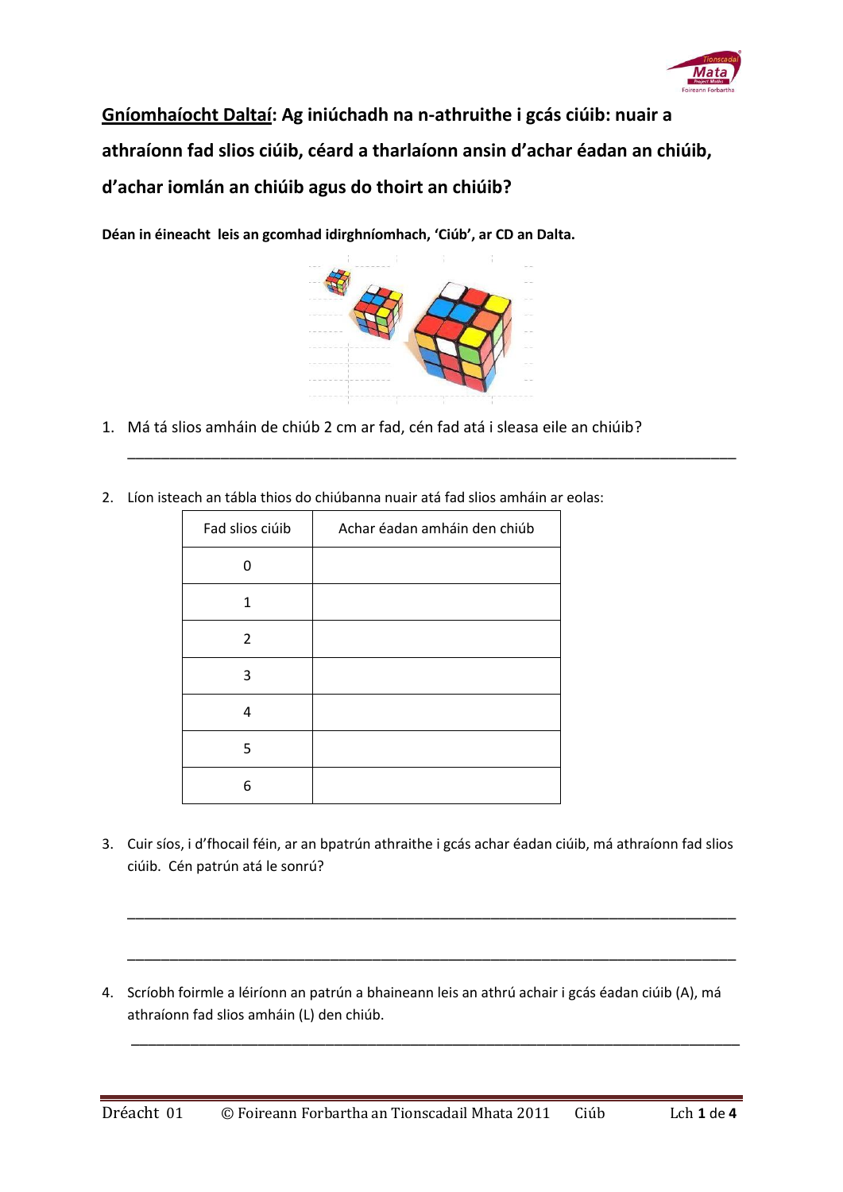**<u>Gníomhaíocht Daltaí</u>: Ag iniúchadh na n-athruithe i gcás ciúib: nuair a athraíonn fad slios ciúib, céard a tharlaíonn ansin d'achar éadan an chiúib, d'achar iomlán an chiúib agus do thoirt an chiúib?**

**Déan in éineacht leis an gcomhad idirghníomhach, 'Ciúb', ar CD an Dalta.**

1. Má tá slios amháin de chiúb 2 cm ar fad, cén fad atá i sleasa eile an chiúib?

______________________________________________________________________________

2. Líon isteach an tábla thios do chiúbanna nuair atá fad slios amháin ar eolas:

| Fad slios ciúib | Achar éadan amháin den chiúb |
|---|---|
| 0 | |
| 1 | |
| 2 | |
| 3 | |
| 4 | |
| 5 | |
| 6 | |

3. Cuir síos, i d'fhocail féin, ar an bpatrún athraithe i gcás achar éadan ciúib, má athraíonn fad slios ciúib. Cén patrún atá le sonrú?

______________________________________________________________________________

______________________________________________________________________________

4. Scríobh foirmle a léiríonn an patrún a bhaineann leis an athrú achair i gcás éadan ciúib (A), má athraíonn fad slios amháin (L) den chiúb.

______________________________________________________________________________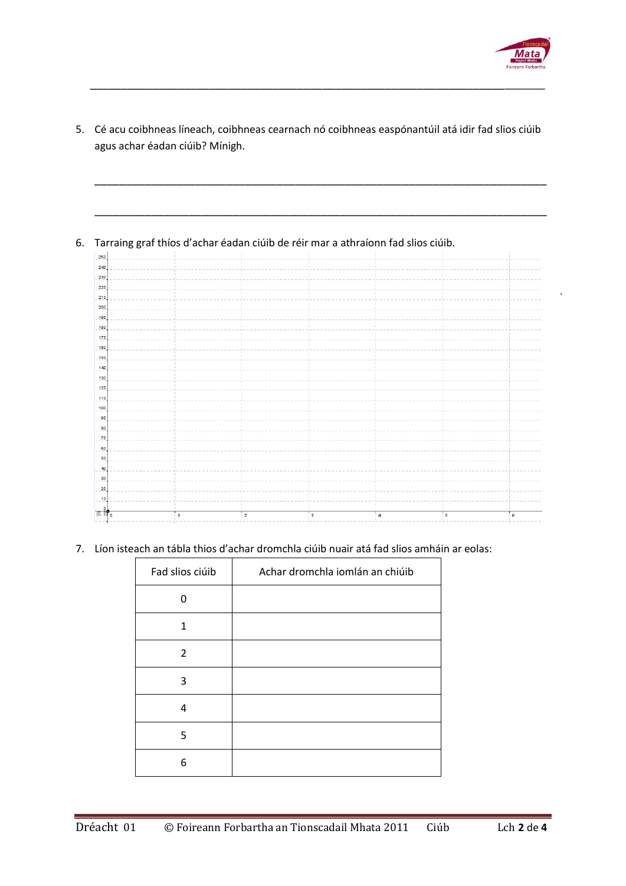5. Cé acu coibhneas líneach, coibhneas cearnach nó coibhneas easpónantúil atá idir fad slios ciúib agus achar éadan ciúib? Mínigh.

_______________________________________________________________________________

_______________________________________________________________________________

6. Tarraing graf thíos d'achar éadan ciúib de réir mar a athraíonn fad slios ciúib.

7. Líon isteach an tábla thios d'achar dromchla ciúib nuair atá fad slios amháin ar eolas:

| Fad slios ciúib | Achar dromchla iomlán an chiúib |
|---|---|
| 0 | |
| 1 | |
| 2 | |
| 3 | |
| 4 | |
| 5 | |
| 6 | |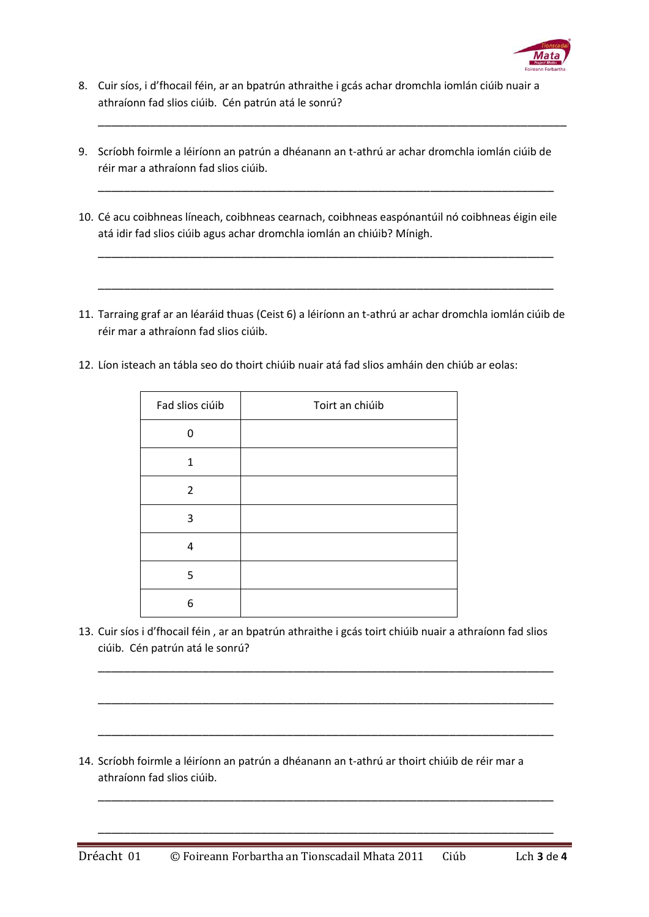8. Cuir síos, i d'fhocail féin, ar an bpatrún athraithe i gcás achar dromchla iomlán ciúib nuair a athraíonn fad slios ciúib. Cén patrún atá le sonrú?

_______________________________________________________________________________

9. Scríobh foirmle a léiríonn an patrún a dhéanann an t-athrú ar achar dromchla iomlán ciúib de réir mar a athraíonn fad slios ciúib.

_______________________________________________________________________________

10. Cé acu coibhneas líneach, coibhneas cearnach, coibhneas easpónantúil nó coibhneas éigin eile atá idir fad slios ciúib agus achar dromchla iomlán an chiúib? Mínigh.

_______________________________________________________________________________

_______________________________________________________________________________

11. Tarraing graf ar an léaráid thuas (Ceist 6) a léiríonn an t-athrú ar achar dromchla iomlán ciúib de réir mar a athraíonn fad slios ciúib.

12. Líon isteach an tábla seo do thoirt chiúib nuair atá fad slios amháin den chiúb ar eolas:

| Fad slios ciúib | Toirt an chiúib |
|---|---|
| 0 | |
| 1 | |
| 2 | |
| 3 | |
| 4 | |
| 5 | |
| 6 | |

13. Cuir síos i d'fhocail féin , ar an bpatrún athraithe i gcás toirt chiúib nuair a athraíonn fad slios ciúib. Cén patrún atá le sonrú?

_______________________________________________________________________________

_______________________________________________________________________________

_______________________________________________________________________________

14. Scríobh foirmle a léiríonn an patrún a dhéanann an t-athrú ar thoirt chiúib de réir mar a athraíonn fad slios ciúib.

_______________________________________________________________________________

_______________________________________________________________________________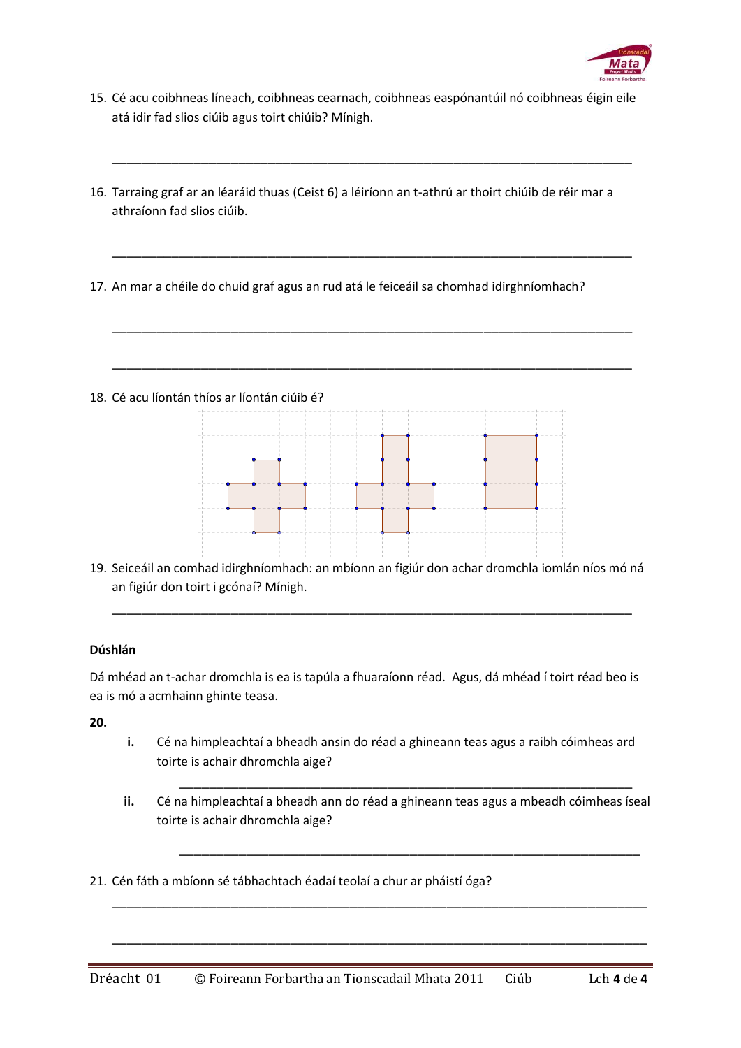15. Cé acu coibhneas líneach, coibhneas cearnach, coibhneas easpónantúil nó coibhneas éigin eile atá idir fad slios ciúib agus toirt chiúib? Mínigh.

______________________________________________________________________________

16. Tarraing graf ar an léaráid thuas (Ceist 6) a léiríonn an t-athrú ar thoirt chiúib de réir mar a athraíonn fad slios ciúib.

______________________________________________________________________________

17. An mar a chéile do chuid graf agus an rud atá le feiceáil sa chomhad idirghníomhach?

______________________________________________________________________________

______________________________________________________________________________

18. Cé acu líontán thíos ar líontán ciúib é?

19. Seiceáil an comhad idirghníomhach: an mbíonn an figiúr don achar dromchla iomlán níos mó ná an figiúr don toirt i gcónaí? Mínigh.

______________________________________________________________________________

**Dúshlán**

Dá mhéad an t-achar dromchla is ea is tapúla a fhuaraíonn réad. Agus, dá mhéad í toirt réad beo is ea is mó a acmhainn ghinte teasa.

**20.**

**i.** Cé na himpleachtaí a bheadh ansin do réad a ghineann teas agus a raibh cóimheas ard toirte is achair dhromchla aige?

______________________________________________________________________

**ii.** Cé na himpleachtaí a bheadh ann do réad a ghineann teas agus a mbeadh cóimheas íseal toirte is achair dhromchla aige?

______________________________________________________________________

21. Cén fáth a mbíonn sé tábhachtach éadaí teolaí a chur ar pháistí óga?

______________________________________________________________________________

______________________________________________________________________________